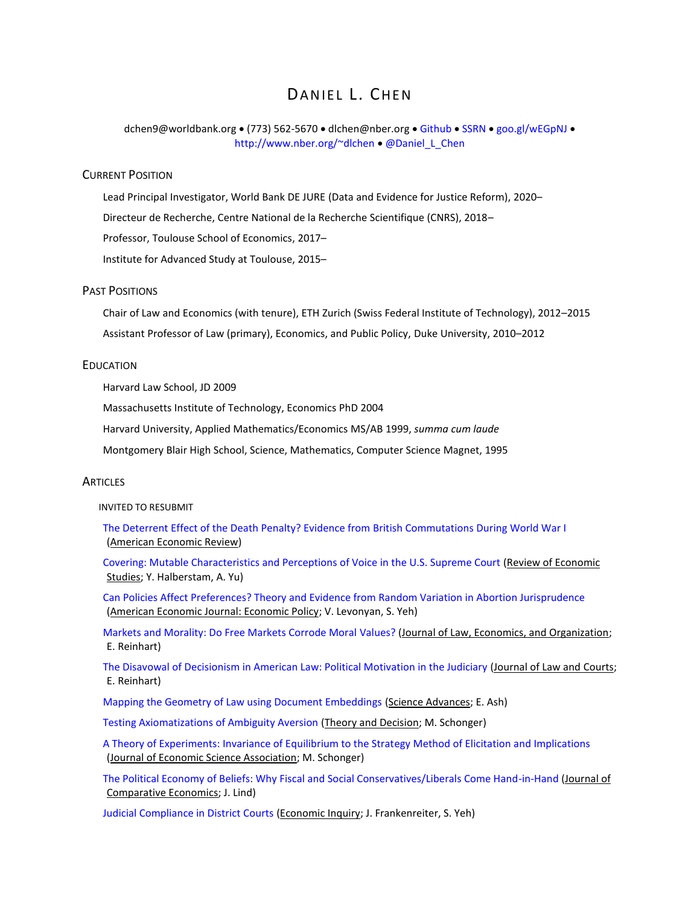# Daniel L. Chen

dchen9@worldbank.org • (773) 562-5670 • dlchen@nber.org • Github • SSRN • goo.gl/wEGpNJ • http://www.nber.org/~dlchen • @Daniel_L_Chen

## Current Position

Lead Principal Investigator, World Bank DE JURE (Data and Evidence for Justice Reform), 2020–

Directeur de Recherche, Centre National de la Recherche Scientifique (CNRS), 2018–

Professor, Toulouse School of Economics, 2017–

Institute for Advanced Study at Toulouse, 2015–

## Past Positions

Chair of Law and Economics (with tenure), ETH Zurich (Swiss Federal Institute of Technology), 2012–2015

Assistant Professor of Law (primary), Economics, and Public Policy, Duke University, 2010–2012

## Education

Harvard Law School, JD 2009

Massachusetts Institute of Technology, Economics PhD 2004

Harvard University, Applied Mathematics/Economics MS/AB 1999, *summa cum laude*

Montgomery Blair High School, Science, Mathematics, Computer Science Magnet, 1995

## Articles

### Invited to Resubmit

The Deterrent Effect of the Death Penalty? Evidence from British Commutations During World War I (American Economic Review)

Covering: Mutable Characteristics and Perceptions of Voice in the U.S. Supreme Court (Review of Economic Studies; Y. Halberstam, A. Yu)

Can Policies Affect Preferences? Theory and Evidence from Random Variation in Abortion Jurisprudence (American Economic Journal: Economic Policy; V. Levonyan, S. Yeh)

Markets and Morality: Do Free Markets Corrode Moral Values? (Journal of Law, Economics, and Organization; E. Reinhart)

The Disavowal of Decisionism in American Law: Political Motivation in the Judiciary (Journal of Law and Courts; E. Reinhart)

Mapping the Geometry of Law using Document Embeddings (Science Advances; E. Ash)

Testing Axiomatizations of Ambiguity Aversion (Theory and Decision; M. Schonger)

A Theory of Experiments: Invariance of Equilibrium to the Strategy Method of Elicitation and Implications (Journal of Economic Science Association; M. Schonger)

The Political Economy of Beliefs: Why Fiscal and Social Conservatives/Liberals Come Hand-in-Hand (Journal of Comparative Economics; J. Lind)

Judicial Compliance in District Courts (Economic Inquiry; J. Frankenreiter, S. Yeh)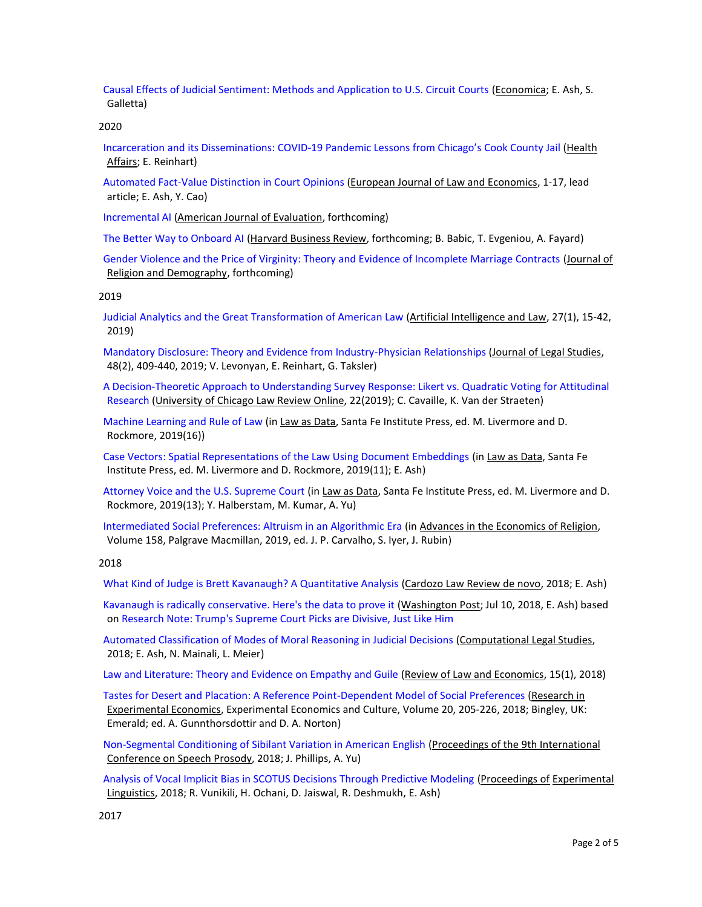Causal Effects of Judicial Sentiment: Methods and Application to U.S. Circuit Courts (Economica; E. Ash, S. Galletta)

2020

Incarceration and its Disseminations: COVID-19 Pandemic Lessons from Chicago's Cook County Jail (Health Affairs; E. Reinhart)

Automated Fact-Value Distinction in Court Opinions (European Journal of Law and Economics, 1-17, lead article; E. Ash, Y. Cao)

Incremental AI (American Journal of Evaluation, forthcoming)

The Better Way to Onboard AI (Harvard Business Review, forthcoming; B. Babic, T. Evgeniou, A. Fayard)

Gender Violence and the Price of Virginity: Theory and Evidence of Incomplete Marriage Contracts (Journal of Religion and Demography, forthcoming)

2019

Judicial Analytics and the Great Transformation of American Law (Artificial Intelligence and Law, 27(1), 15-42, 2019)

Mandatory Disclosure: Theory and Evidence from Industry-Physician Relationships (Journal of Legal Studies, 48(2), 409-440, 2019; V. Levonyan, E. Reinhart, G. Taksler)

A Decision-Theoretic Approach to Understanding Survey Response: Likert vs. Quadratic Voting for Attitudinal Research (University of Chicago Law Review Online, 22(2019); C. Cavaille, K. Van der Straeten)

Machine Learning and Rule of Law (in Law as Data, Santa Fe Institute Press, ed. M. Livermore and D. Rockmore, 2019(16))

Case Vectors: Spatial Representations of the Law Using Document Embeddings (in Law as Data, Santa Fe Institute Press, ed. M. Livermore and D. Rockmore, 2019(11); E. Ash)

Attorney Voice and the U.S. Supreme Court (in Law as Data, Santa Fe Institute Press, ed. M. Livermore and D. Rockmore, 2019(13); Y. Halberstam, M. Kumar, A. Yu)

Intermediated Social Preferences: Altruism in an Algorithmic Era (in Advances in the Economics of Religion, Volume 158, Palgrave Macmillan, 2019, ed. J. P. Carvalho, S. Iyer, J. Rubin)

2018

What Kind of Judge is Brett Kavanaugh? A Quantitative Analysis (Cardozo Law Review de novo, 2018; E. Ash)

Kavanaugh is radically conservative. Here's the data to prove it (Washington Post; Jul 10, 2018, E. Ash) based on Research Note: Trump's Supreme Court Picks are Divisive, Just Like Him

Automated Classification of Modes of Moral Reasoning in Judicial Decisions (Computational Legal Studies, 2018; E. Ash, N. Mainali, L. Meier)

Law and Literature: Theory and Evidence on Empathy and Guile (Review of Law and Economics, 15(1), 2018)

Tastes for Desert and Placation: A Reference Point-Dependent Model of Social Preferences (Research in Experimental Economics, Experimental Economics and Culture, Volume 20, 205-226, 2018; Bingley, UK: Emerald; ed. A. Gunnthorsdottir and D. A. Norton)

Non-Segmental Conditioning of Sibilant Variation in American English (Proceedings of the 9th International Conference on Speech Prosody, 2018; J. Phillips, A. Yu)

Analysis of Vocal Implicit Bias in SCOTUS Decisions Through Predictive Modeling (Proceedings of Experimental Linguistics, 2018; R. Vunikili, H. Ochani, D. Jaiswal, R. Deshmukh, E. Ash)

2017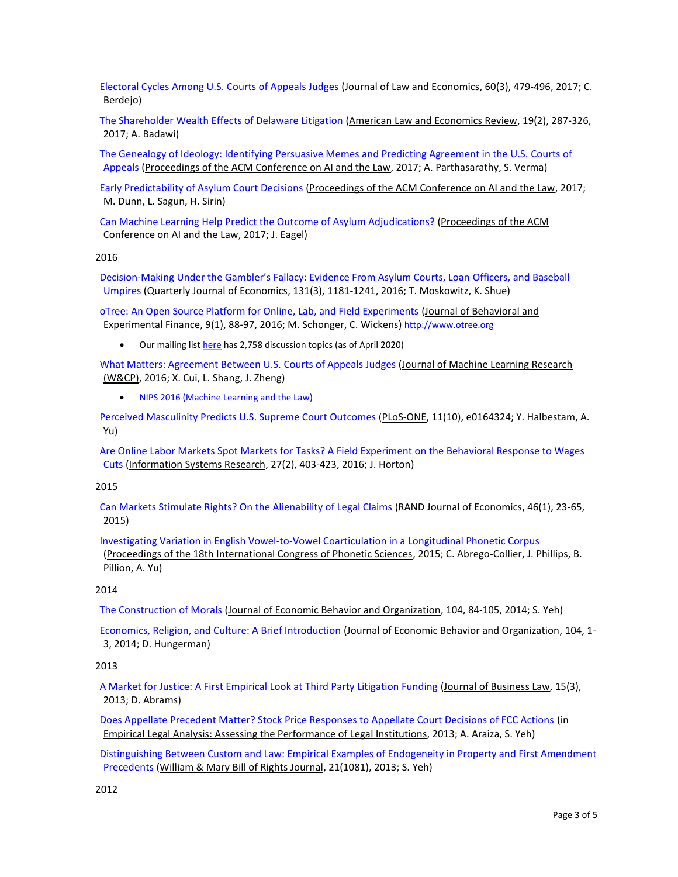Electoral Cycles Among U.S. Courts of Appeals Judges (Journal of Law and Economics, 60(3), 479-496, 2017; C. Berdejo)

The Shareholder Wealth Effects of Delaware Litigation (American Law and Economics Review, 19(2), 287-326, 2017; A. Badawi)

The Genealogy of Ideology: Identifying Persuasive Memes and Predicting Agreement in the U.S. Courts of Appeals (Proceedings of the ACM Conference on AI and the Law, 2017; A. Parthasarathy, S. Verma)

Early Predictability of Asylum Court Decisions (Proceedings of the ACM Conference on AI and the Law, 2017; M. Dunn, L. Sagun, H. Sirin)

Can Machine Learning Help Predict the Outcome of Asylum Adjudications? (Proceedings of the ACM Conference on AI and the Law, 2017; J. Eagel)

2016

Decision-Making Under the Gambler's Fallacy: Evidence From Asylum Courts, Loan Officers, and Baseball Umpires (Quarterly Journal of Economics, 131(3), 1181-1241, 2016; T. Moskowitz, K. Shue)

oTree: An Open Source Platform for Online, Lab, and Field Experiments (Journal of Behavioral and Experimental Finance, 9(1), 88-97, 2016; M. Schonger, C. Wickens) http://www.otree.org

- Our mailing list here has 2,758 discussion topics (as of April 2020)

What Matters: Agreement Between U.S. Courts of Appeals Judges (Journal of Machine Learning Research (W&CP), 2016; X. Cui, L. Shang, J. Zheng)

- NIPS 2016 (Machine Learning and the Law)

Perceived Masculinity Predicts U.S. Supreme Court Outcomes (PLoS-ONE, 11(10), e0164324; Y. Halbestam, A. Yu)

Are Online Labor Markets Spot Markets for Tasks? A Field Experiment on the Behavioral Response to Wages Cuts (Information Systems Research, 27(2), 403-423, 2016; J. Horton)

2015

Can Markets Stimulate Rights? On the Alienability of Legal Claims (RAND Journal of Economics, 46(1), 23-65, 2015)

Investigating Variation in English Vowel-to-Vowel Coarticulation in a Longitudinal Phonetic Corpus (Proceedings of the 18th International Congress of Phonetic Sciences, 2015; C. Abrego-Collier, J. Phillips, B. Pillion, A. Yu)

2014

The Construction of Morals (Journal of Economic Behavior and Organization, 104, 84-105, 2014; S. Yeh)

Economics, Religion, and Culture: A Brief Introduction (Journal of Economic Behavior and Organization, 104, 1-3, 2014; D. Hungerman)

2013

A Market for Justice: A First Empirical Look at Third Party Litigation Funding (Journal of Business Law, 15(3), 2013; D. Abrams)

Does Appellate Precedent Matter? Stock Price Responses to Appellate Court Decisions of FCC Actions (in Empirical Legal Analysis: Assessing the Performance of Legal Institutions, 2013; A. Araiza, S. Yeh)

Distinguishing Between Custom and Law: Empirical Examples of Endogeneity in Property and First Amendment Precedents (William & Mary Bill of Rights Journal, 21(1081), 2013; S. Yeh)

2012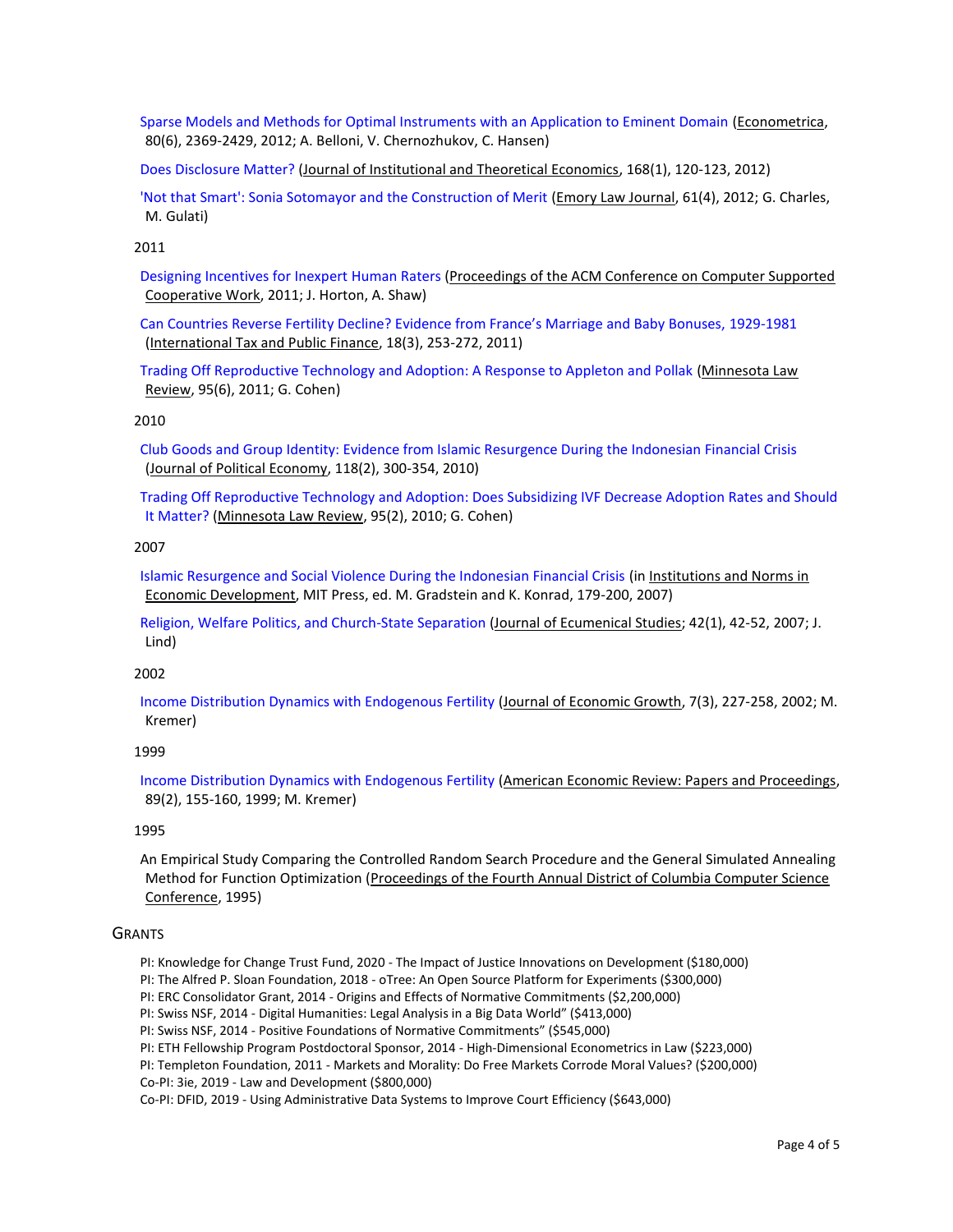Sparse Models and Methods for Optimal Instruments with an Application to Eminent Domain (Econometrica, 80(6), 2369-2429, 2012; A. Belloni, V. Chernozhukov, C. Hansen)

Does Disclosure Matter? (Journal of Institutional and Theoretical Economics, 168(1), 120-123, 2012)

'Not that Smart': Sonia Sotomayor and the Construction of Merit (Emory Law Journal, 61(4), 2012; G. Charles, M. Gulati)

2011

Designing Incentives for Inexpert Human Raters (Proceedings of the ACM Conference on Computer Supported Cooperative Work, 2011; J. Horton, A. Shaw)

Can Countries Reverse Fertility Decline? Evidence from France's Marriage and Baby Bonuses, 1929-1981 (International Tax and Public Finance, 18(3), 253-272, 2011)

Trading Off Reproductive Technology and Adoption: A Response to Appleton and Pollak (Minnesota Law Review, 95(6), 2011; G. Cohen)

2010

Club Goods and Group Identity: Evidence from Islamic Resurgence During the Indonesian Financial Crisis (Journal of Political Economy, 118(2), 300-354, 2010)

Trading Off Reproductive Technology and Adoption: Does Subsidizing IVF Decrease Adoption Rates and Should It Matter? (Minnesota Law Review, 95(2), 2010; G. Cohen)

2007

Islamic Resurgence and Social Violence During the Indonesian Financial Crisis (in Institutions and Norms in Economic Development, MIT Press, ed. M. Gradstein and K. Konrad, 179-200, 2007)

Religion, Welfare Politics, and Church-State Separation (Journal of Ecumenical Studies; 42(1), 42-52, 2007; J. Lind)

2002

Income Distribution Dynamics with Endogenous Fertility (Journal of Economic Growth, 7(3), 227-258, 2002; M. Kremer)

1999

Income Distribution Dynamics with Endogenous Fertility (American Economic Review: Papers and Proceedings, 89(2), 155-160, 1999; M. Kremer)

1995

An Empirical Study Comparing the Controlled Random Search Procedure and the General Simulated Annealing Method for Function Optimization (Proceedings of the Fourth Annual District of Columbia Computer Science Conference, 1995)

## GRANTS

PI: Knowledge for Change Trust Fund, 2020 - The Impact of Justice Innovations on Development ($180,000)
PI: The Alfred P. Sloan Foundation, 2018 - oTree: An Open Source Platform for Experiments ($300,000)
PI: ERC Consolidator Grant, 2014 - Origins and Effects of Normative Commitments ($2,200,000)
PI: Swiss NSF, 2014 - Digital Humanities: Legal Analysis in a Big Data World" ($413,000)
PI: Swiss NSF, 2014 - Positive Foundations of Normative Commitments" ($545,000)
PI: ETH Fellowship Program Postdoctoral Sponsor, 2014 - High-Dimensional Econometrics in Law ($223,000)
PI: Templeton Foundation, 2011 - Markets and Morality: Do Free Markets Corrode Moral Values? ($200,000)
Co-PI: 3ie, 2019 - Law and Development ($800,000)
Co-PI: DFID, 2019 - Using Administrative Data Systems to Improve Court Efficiency ($643,000)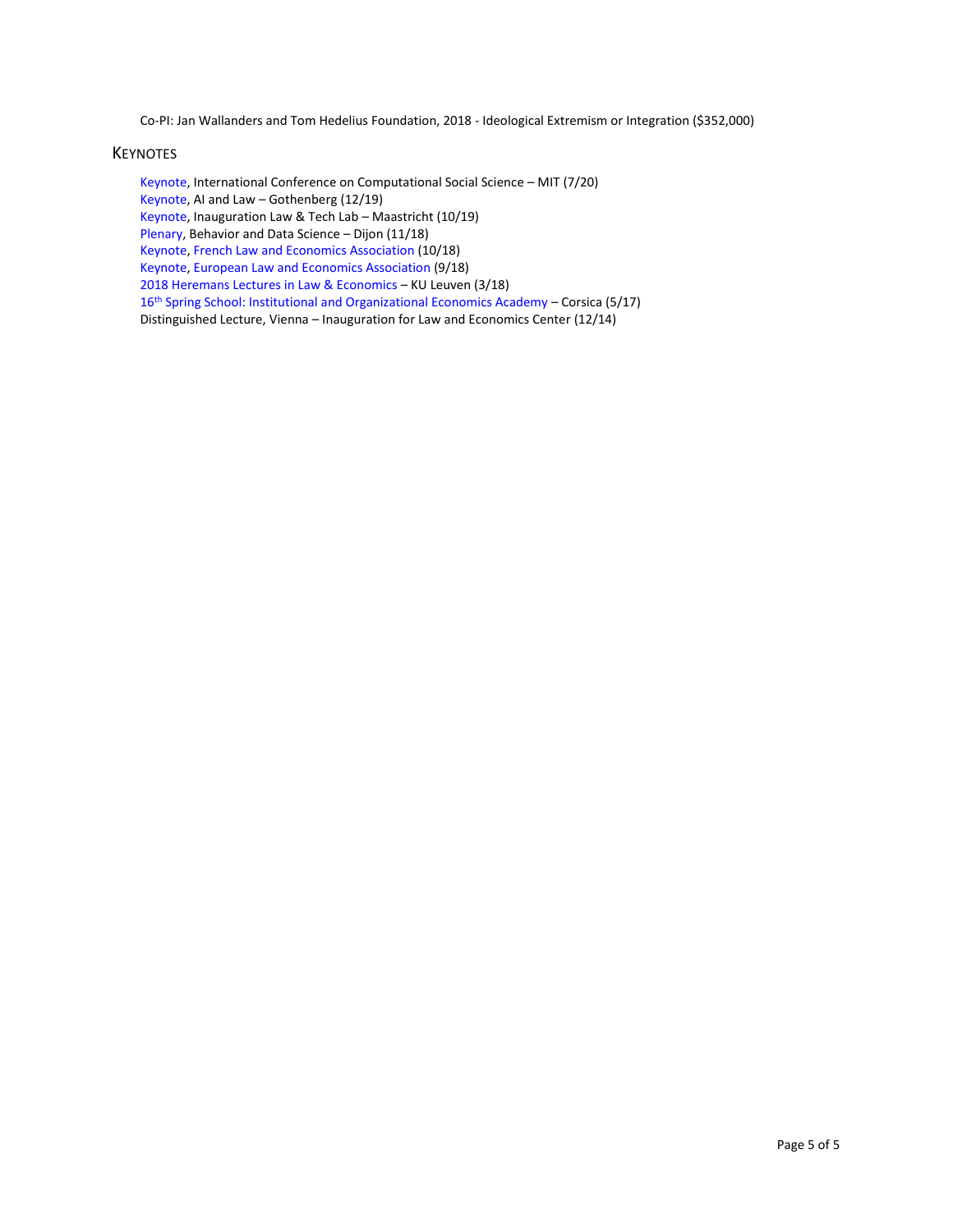Co-PI: Jan Wallanders and Tom Hedelius Foundation, 2018 - Ideological Extremism or Integration ($352,000)

## KEYNOTES

Keynote, International Conference on Computational Social Science – MIT (7/20)
Keynote, AI and Law – Gothenberg (12/19)
Keynote, Inauguration Law & Tech Lab – Maastricht (10/19)
Plenary, Behavior and Data Science – Dijon (11/18)
Keynote, French Law and Economics Association (10/18)
Keynote, European Law and Economics Association (9/18)
2018 Heremans Lectures in Law & Economics – KU Leuven (3/18)
16th Spring School: Institutional and Organizational Economics Academy – Corsica (5/17)
Distinguished Lecture, Vienna – Inauguration for Law and Economics Center (12/14)